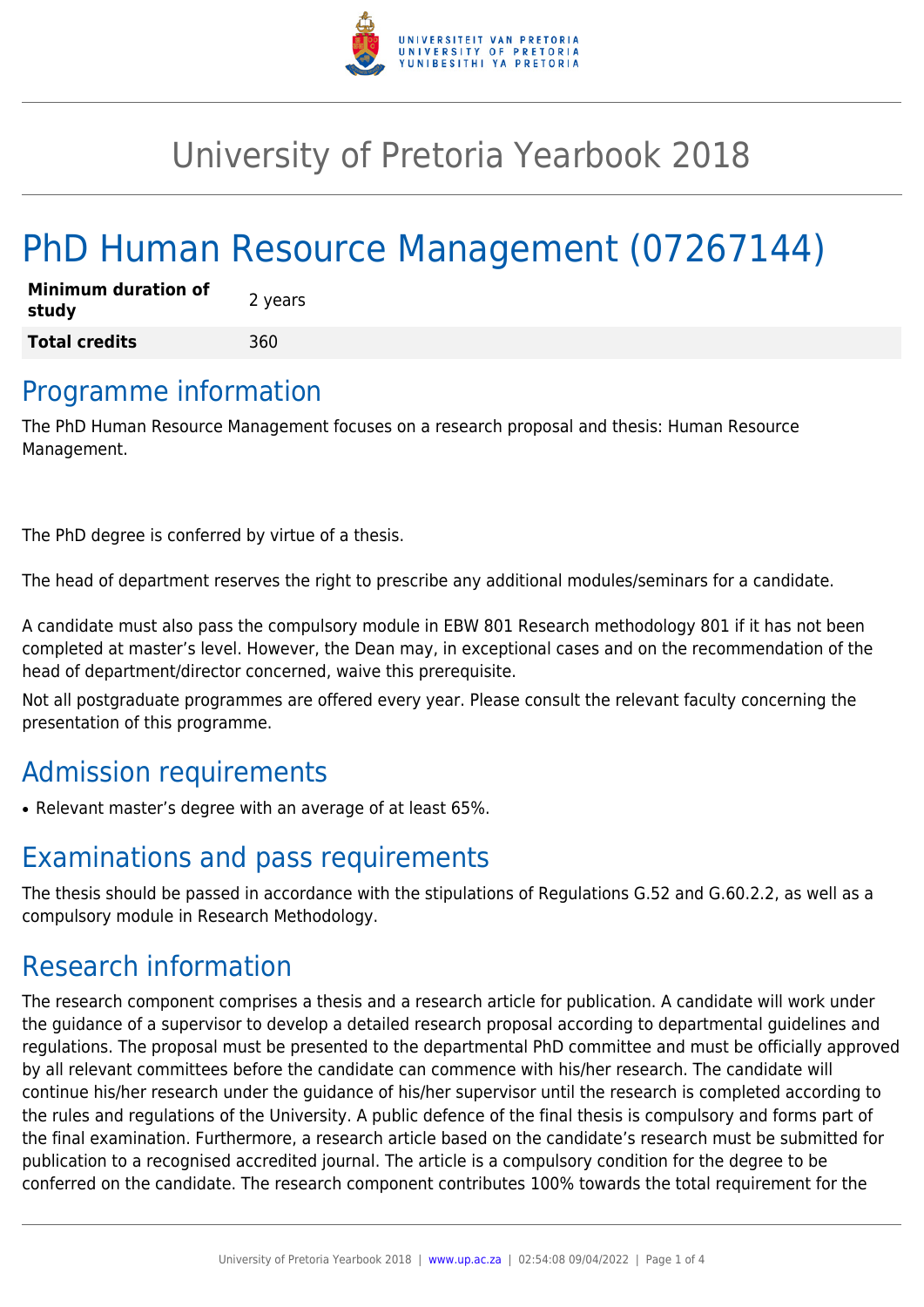# University of Pretoria Yearbook 2018

# PhD Human Resource Management (07267144)

| **Minimum duration of study** | 2 years |
| --- | --- |
| **Total credits** | 360 |

## Programme information

The PhD Human Resource Management focuses on a research proposal and thesis: Human Resource Management.

The PhD degree is conferred by virtue of a thesis.

The head of department reserves the right to prescribe any additional modules/seminars for a candidate.

A candidate must also pass the compulsory module in EBW 801 Research methodology 801 if it has not been completed at master's level. However, the Dean may, in exceptional cases and on the recommendation of the head of department/director concerned, waive this prerequisite.

Not all postgraduate programmes are offered every year. Please consult the relevant faculty concerning the presentation of this programme.

## Admission requirements

- Relevant master's degree with an average of at least 65%.

## Examinations and pass requirements

The thesis should be passed in accordance with the stipulations of Regulations G.52 and G.60.2.2, as well as a compulsory module in Research Methodology.

## Research information

The research component comprises a thesis and a research article for publication. A candidate will work under the guidance of a supervisor to develop a detailed research proposal according to departmental guidelines and regulations. The proposal must be presented to the departmental PhD committee and must be officially approved by all relevant committees before the candidate can commence with his/her research. The candidate will continue his/her research under the guidance of his/her supervisor until the research is completed according to the rules and regulations of the University. A public defence of the final thesis is compulsory and forms part of the final examination. Furthermore, a research article based on the candidate's research must be submitted for publication to a recognised accredited journal. The article is a compulsory condition for the degree to be conferred on the candidate. The research component contributes 100% towards the total requirement for the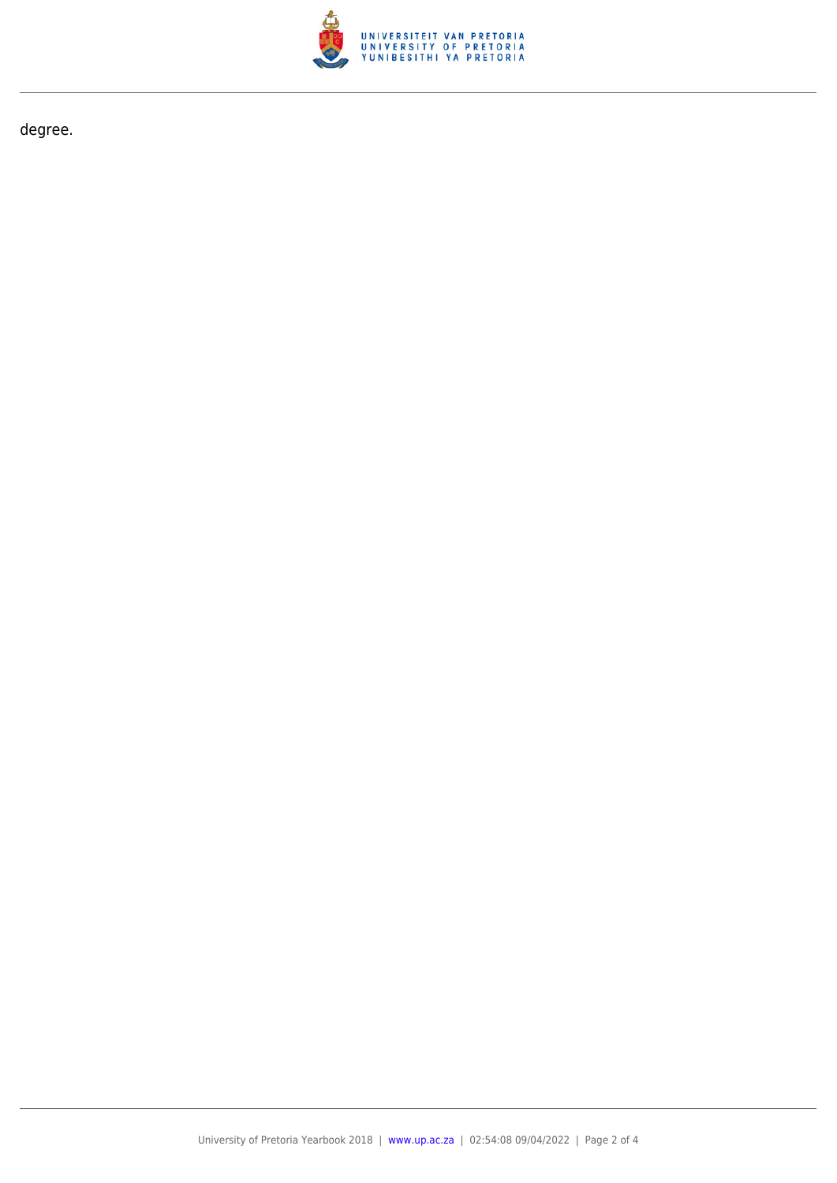degree.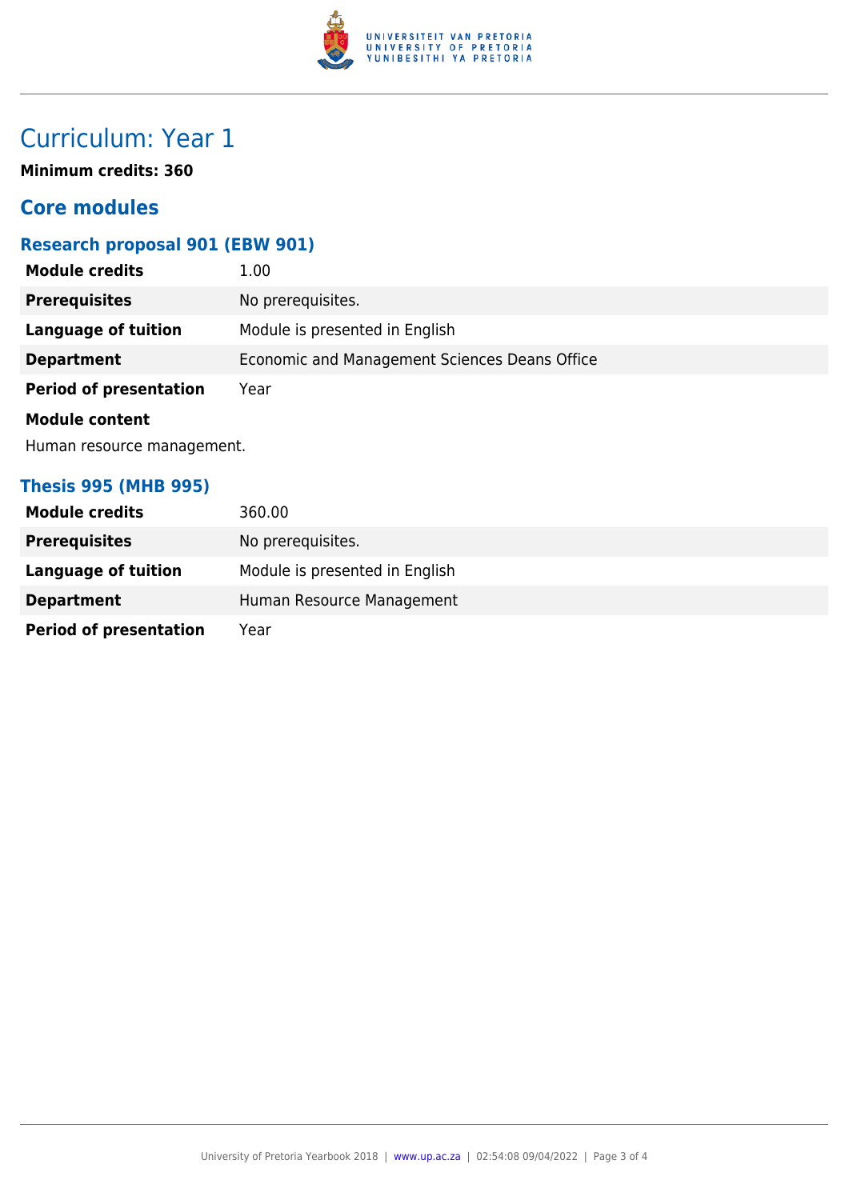# Curriculum: Year 1

**Minimum credits: 360**

## Core modules

### Research proposal 901 (EBW 901)

| | |
|---|---|
| **Module credits** | 1.00 |
| **Prerequisites** | No prerequisites. |
| **Language of tuition** | Module is presented in English |
| **Department** | Economic and Management Sciences Deans Office |
| **Period of presentation** | Year |

**Module content**

Human resource management.

### Thesis 995 (MHB 995)

| | |
|---|---|
| **Module credits** | 360.00 |
| **Prerequisites** | No prerequisites. |
| **Language of tuition** | Module is presented in English |
| **Department** | Human Resource Management |
| **Period of presentation** | Year |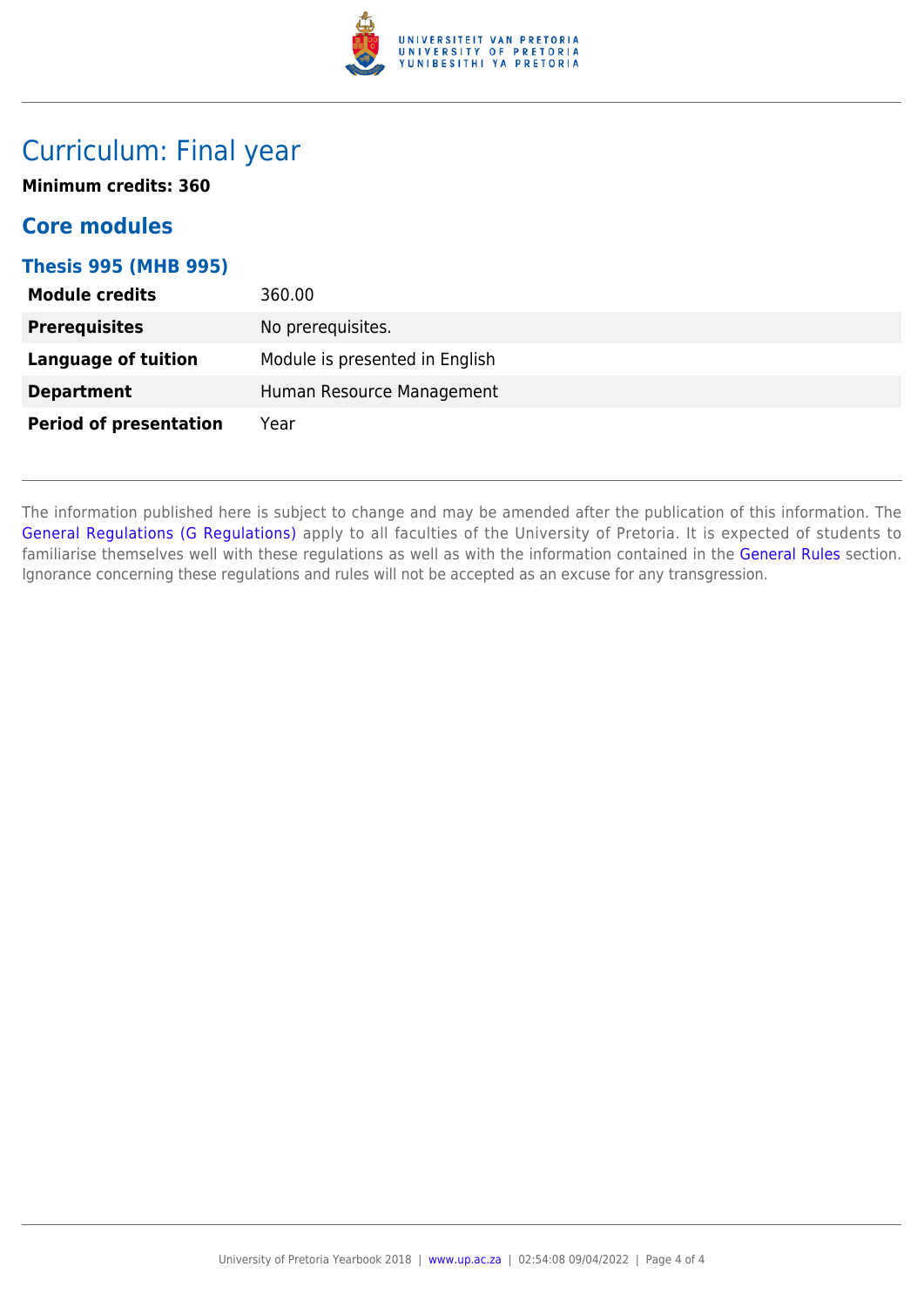# Curriculum: Final year

**Minimum credits: 360**

## Core modules

### Thesis 995 (MHB 995)

| | |
|---|---|
| **Module credits** | 360.00 |
| **Prerequisites** | No prerequisites. |
| **Language of tuition** | Module is presented in English |
| **Department** | Human Resource Management |
| **Period of presentation** | Year |

The information published here is subject to change and may be amended after the publication of this information. The General Regulations (G Regulations) apply to all faculties of the University of Pretoria. It is expected of students to familiarise themselves well with these regulations as well as with the information contained in the General Rules section. Ignorance concerning these regulations and rules will not be accepted as an excuse for any transgression.